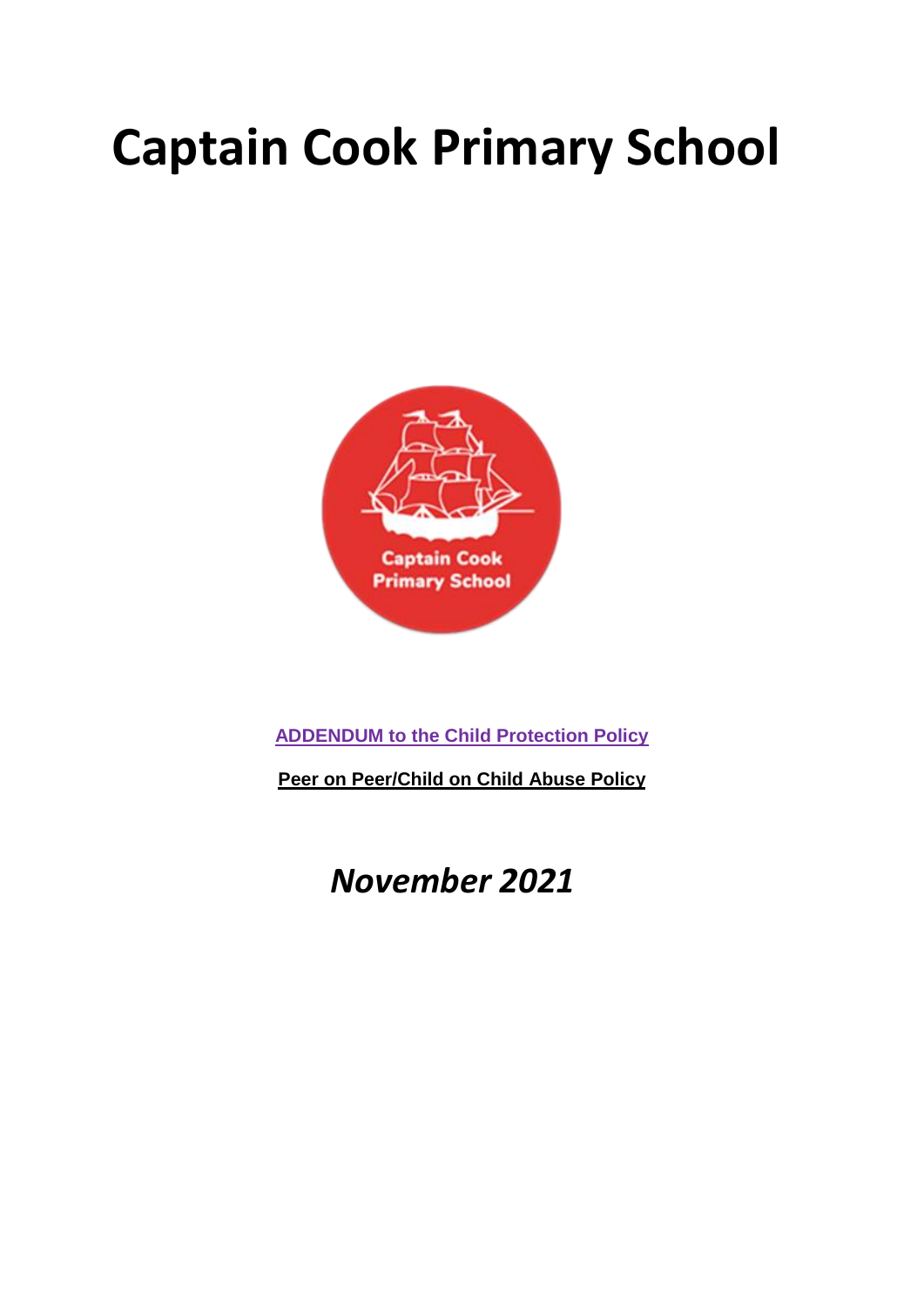# Captain Cook Primary School

**ADDENDUM to the Child Protection Policy**

**Peer on Peer/Child on Child Abuse Policy**

***November 2021***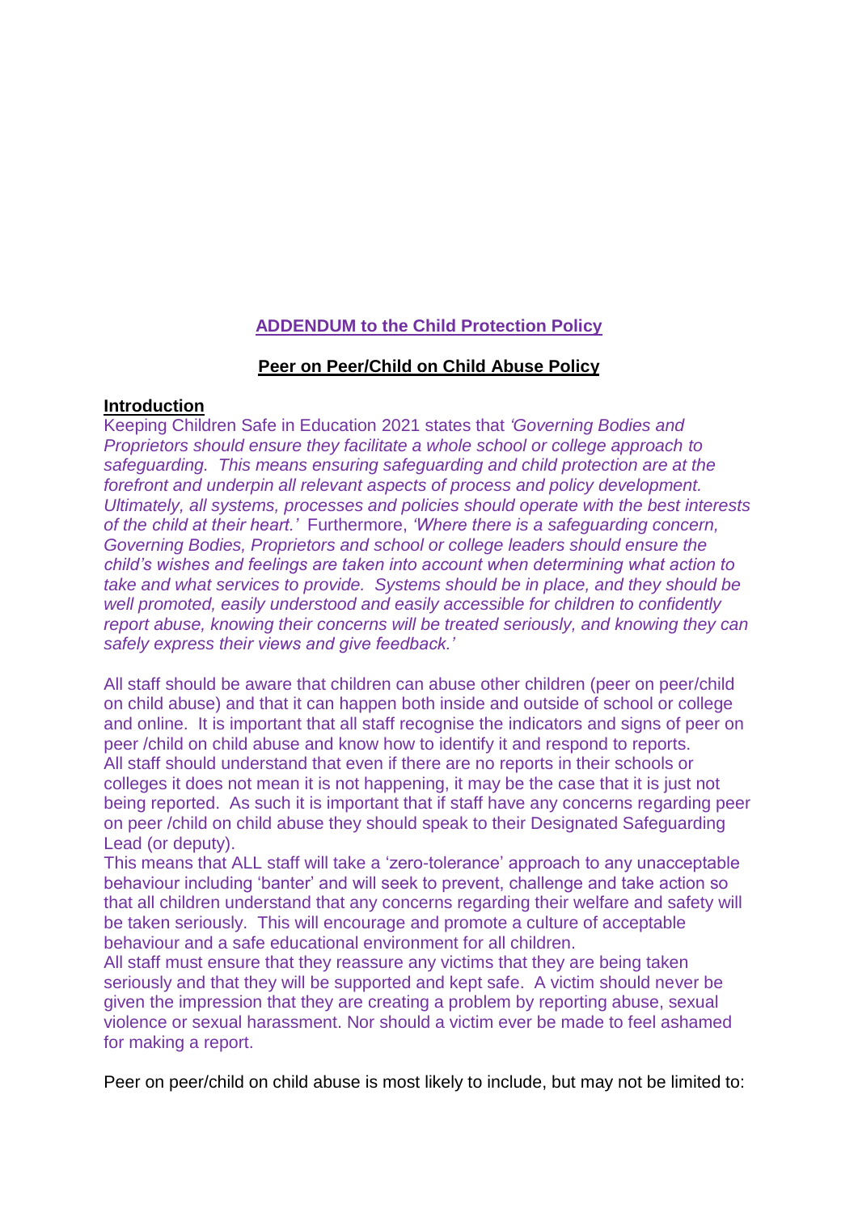**ADDENDUM to the Child Protection Policy**

**Peer on Peer/Child on Child Abuse Policy**

**Introduction**

Keeping Children Safe in Education 2021 states that *'Governing Bodies and Proprietors should ensure they facilitate a whole school or college approach to safeguarding. This means ensuring safeguarding and child protection are at the forefront and underpin all relevant aspects of process and policy development. Ultimately, all systems, processes and policies should operate with the best interests of the child at their heart.'* Furthermore, *'Where there is a safeguarding concern, Governing Bodies, Proprietors and school or college leaders should ensure the child's wishes and feelings are taken into account when determining what action to take and what services to provide. Systems should be in place, and they should be well promoted, easily understood and easily accessible for children to confidently report abuse, knowing their concerns will be treated seriously, and knowing they can safely express their views and give feedback.'*

All staff should be aware that children can abuse other children (peer on peer/child on child abuse) and that it can happen both inside and outside of school or college and online. It is important that all staff recognise the indicators and signs of peer on peer /child on child abuse and know how to identify it and respond to reports. All staff should understand that even if there are no reports in their schools or colleges it does not mean it is not happening, it may be the case that it is just not being reported. As such it is important that if staff have any concerns regarding peer on peer /child on child abuse they should speak to their Designated Safeguarding Lead (or deputy).

This means that ALL staff will take a 'zero-tolerance' approach to any unacceptable behaviour including 'banter' and will seek to prevent, challenge and take action so that all children understand that any concerns regarding their welfare and safety will be taken seriously. This will encourage and promote a culture of acceptable behaviour and a safe educational environment for all children.

All staff must ensure that they reassure any victims that they are being taken seriously and that they will be supported and kept safe. A victim should never be given the impression that they are creating a problem by reporting abuse, sexual violence or sexual harassment. Nor should a victim ever be made to feel ashamed for making a report.

Peer on peer/child on child abuse is most likely to include, but may not be limited to: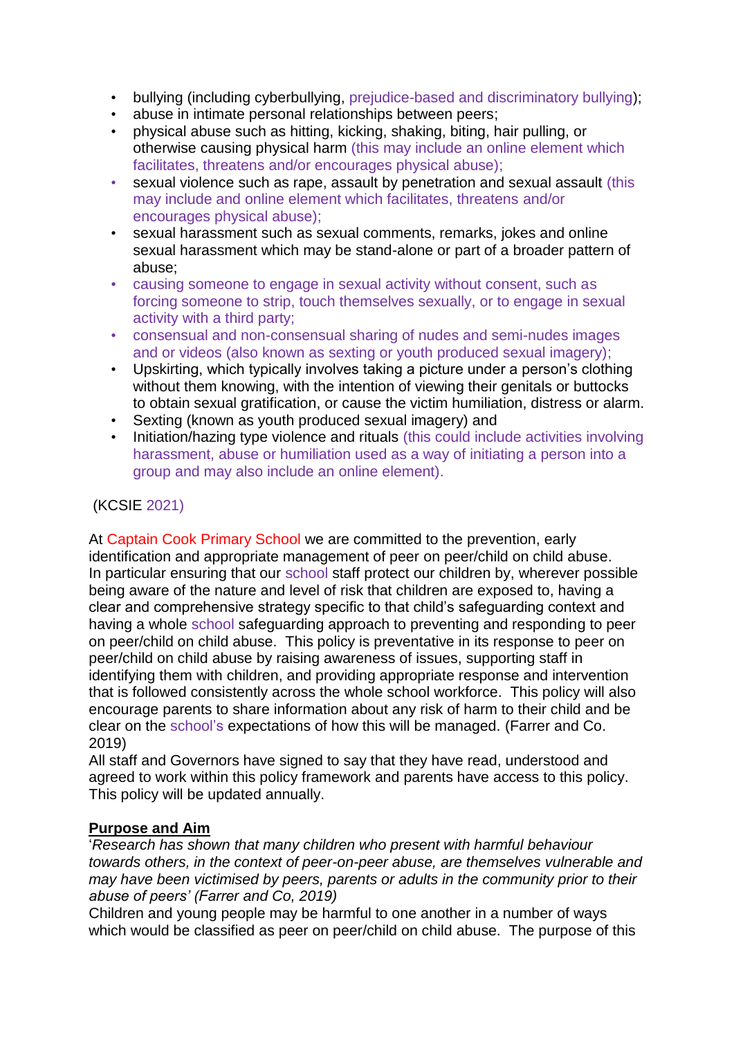- bullying (including cyberbullying, prejudice-based and discriminatory bullying);
- abuse in intimate personal relationships between peers;
- physical abuse such as hitting, kicking, shaking, biting, hair pulling, or otherwise causing physical harm (this may include an online element which facilitates, threatens and/or encourages physical abuse);
- sexual violence such as rape, assault by penetration and sexual assault (this may include and online element which facilitates, threatens and/or encourages physical abuse);
- sexual harassment such as sexual comments, remarks, jokes and online sexual harassment which may be stand-alone or part of a broader pattern of abuse;
- causing someone to engage in sexual activity without consent, such as forcing someone to strip, touch themselves sexually, or to engage in sexual activity with a third party;
- consensual and non-consensual sharing of nudes and semi-nudes images and or videos (also known as sexting or youth produced sexual imagery);
- Upskirting, which typically involves taking a picture under a person's clothing without them knowing, with the intention of viewing their genitals or buttocks to obtain sexual gratification, or cause the victim humiliation, distress or alarm.
- Sexting (known as youth produced sexual imagery) and
- Initiation/hazing type violence and rituals (this could include activities involving harassment, abuse or humiliation used as a way of initiating a person into a group and may also include an online element).

(KCSIE 2021)

At Captain Cook Primary School we are committed to the prevention, early identification and appropriate management of peer on peer/child on child abuse. In particular ensuring that our school staff protect our children by, wherever possible being aware of the nature and level of risk that children are exposed to, having a clear and comprehensive strategy specific to that child's safeguarding context and having a whole school safeguarding approach to preventing and responding to peer on peer/child on child abuse. This policy is preventative in its response to peer on peer/child on child abuse by raising awareness of issues, supporting staff in identifying them with children, and providing appropriate response and intervention that is followed consistently across the whole school workforce. This policy will also encourage parents to share information about any risk of harm to their child and be clear on the school's expectations of how this will be managed. (Farrer and Co. 2019)
All staff and Governors have signed to say that they have read, understood and agreed to work within this policy framework and parents have access to this policy. This policy will be updated annually.

**Purpose and Aim**

'*Research has shown that many children who present with harmful behaviour towards others, in the context of peer-on-peer abuse, are themselves vulnerable and may have been victimised by peers, parents or adults in the community prior to their abuse of peers' (Farrer and Co, 2019)*
Children and young people may be harmful to one another in a number of ways which would be classified as peer on peer/child on child abuse. The purpose of this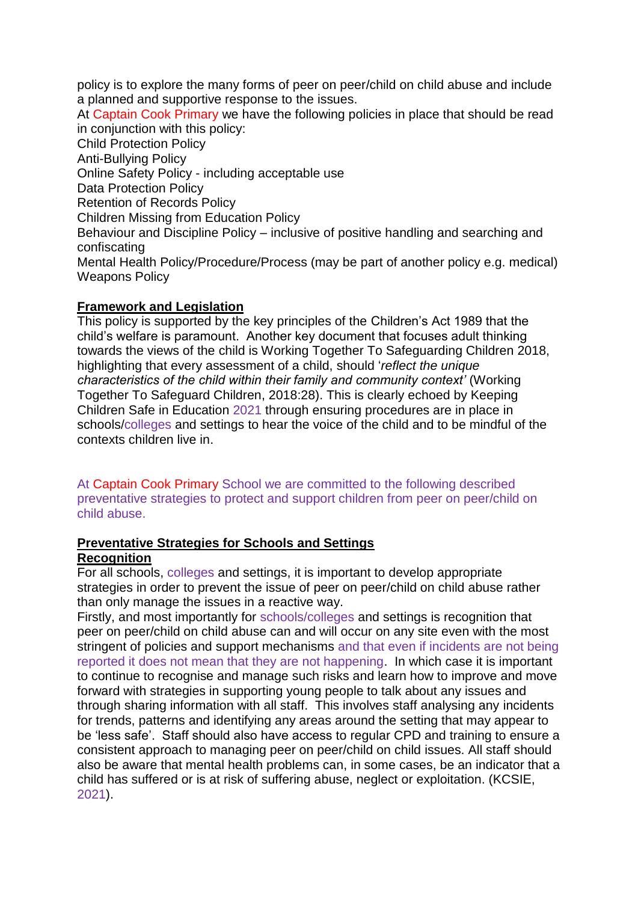policy is to explore the many forms of peer on peer/child on child abuse and include a planned and supportive response to the issues.

At Captain Cook Primary we have the following policies in place that should be read in conjunction with this policy:

Child Protection Policy
Anti-Bullying Policy
Online Safety Policy - including acceptable use
Data Protection Policy
Retention of Records Policy
Children Missing from Education Policy
Behaviour and Discipline Policy – inclusive of positive handling and searching and confiscating
Mental Health Policy/Procedure/Process (may be part of another policy e.g. medical)
Weapons Policy

**Framework and Legislation**

This policy is supported by the key principles of the Children's Act 1989 that the child's welfare is paramount. Another key document that focuses adult thinking towards the views of the child is Working Together To Safeguarding Children 2018, highlighting that every assessment of a child, should '*reflect the unique characteristics of the child within their family and community context'* (Working Together To Safeguard Children, 2018:28). This is clearly echoed by Keeping Children Safe in Education 2021 through ensuring procedures are in place in schools/colleges and settings to hear the voice of the child and to be mindful of the contexts children live in.

At Captain Cook Primary School we are committed to the following described preventative strategies to protect and support children from peer on peer/child on child abuse.

**Preventative Strategies for Schools and Settings**

**Recognition**

For all schools, colleges and settings, it is important to develop appropriate strategies in order to prevent the issue of peer on peer/child on child abuse rather than only manage the issues in a reactive way.

Firstly, and most importantly for schools/colleges and settings is recognition that peer on peer/child on child abuse can and will occur on any site even with the most stringent of policies and support mechanisms and that even if incidents are not being reported it does not mean that they are not happening. In which case it is important to continue to recognise and manage such risks and learn how to improve and move forward with strategies in supporting young people to talk about any issues and through sharing information with all staff. This involves staff analysing any incidents for trends, patterns and identifying any areas around the setting that may appear to be 'less safe'. Staff should also have access to regular CPD and training to ensure a consistent approach to managing peer on peer/child on child issues. All staff should also be aware that mental health problems can, in some cases, be an indicator that a child has suffered or is at risk of suffering abuse, neglect or exploitation. (KCSIE, 2021).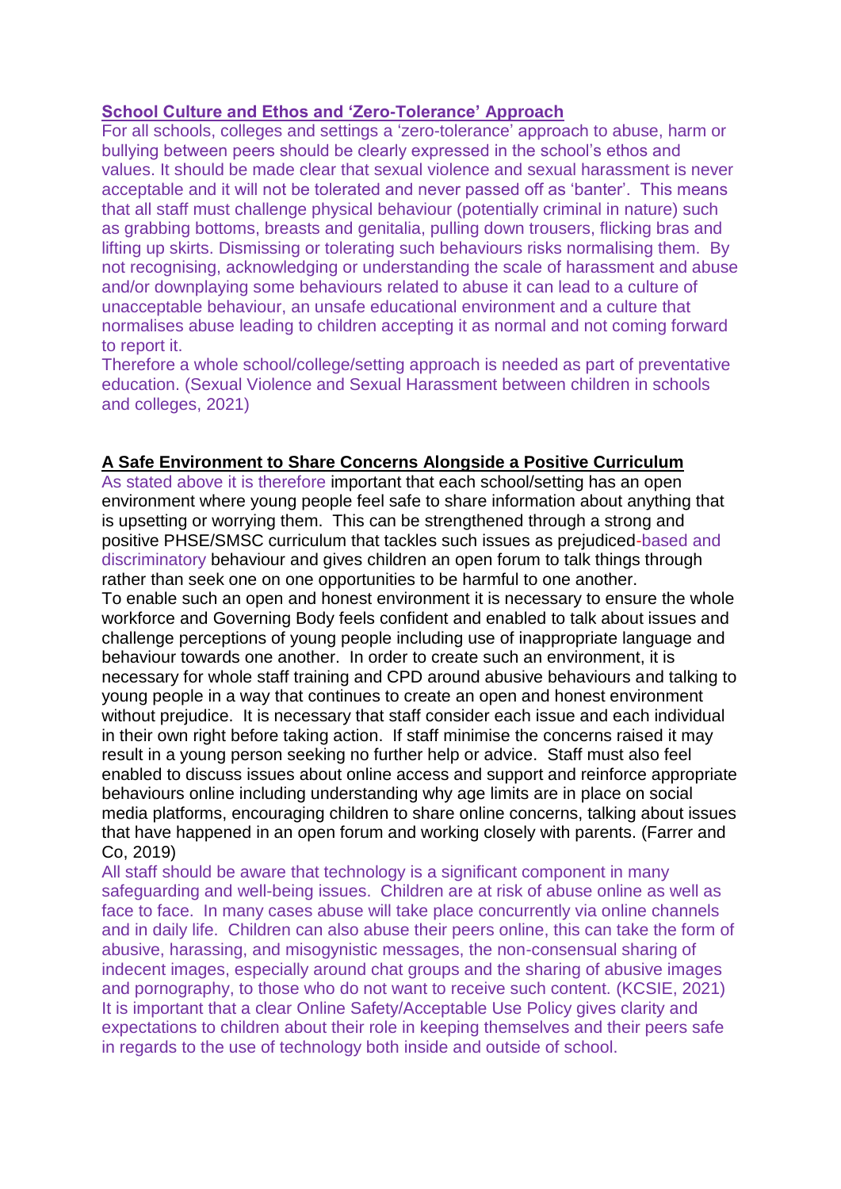## School Culture and Ethos and 'Zero-Tolerance' Approach

For all schools, colleges and settings a 'zero-tolerance' approach to abuse, harm or bullying between peers should be clearly expressed in the school's ethos and values. It should be made clear that sexual violence and sexual harassment is never acceptable and it will not be tolerated and never passed off as 'banter'. This means that all staff must challenge physical behaviour (potentially criminal in nature) such as grabbing bottoms, breasts and genitalia, pulling down trousers, flicking bras and lifting up skirts. Dismissing or tolerating such behaviours risks normalising them. By not recognising, acknowledging or understanding the scale of harassment and abuse and/or downplaying some behaviours related to abuse it can lead to a culture of unacceptable behaviour, an unsafe educational environment and a culture that normalises abuse leading to children accepting it as normal and not coming forward to report it.

Therefore a whole school/college/setting approach is needed as part of preventative education. (Sexual Violence and Sexual Harassment between children in schools and colleges, 2021)

## A Safe Environment to Share Concerns Alongside a Positive Curriculum

As stated above it is therefore important that each school/setting has an open environment where young people feel safe to share information about anything that is upsetting or worrying them. This can be strengthened through a strong and positive PHSE/SMSC curriculum that tackles such issues as prejudiced-based and discriminatory behaviour and gives children an open forum to talk things through rather than seek one on one opportunities to be harmful to one another.

To enable such an open and honest environment it is necessary to ensure the whole workforce and Governing Body feels confident and enabled to talk about issues and challenge perceptions of young people including use of inappropriate language and behaviour towards one another. In order to create such an environment, it is necessary for whole staff training and CPD around abusive behaviours and talking to young people in a way that continues to create an open and honest environment without prejudice. It is necessary that staff consider each issue and each individual in their own right before taking action. If staff minimise the concerns raised it may result in a young person seeking no further help or advice. Staff must also feel enabled to discuss issues about online access and support and reinforce appropriate behaviours online including understanding why age limits are in place on social media platforms, encouraging children to share online concerns, talking about issues that have happened in an open forum and working closely with parents. (Farrer and Co, 2019)

All staff should be aware that technology is a significant component in many safeguarding and well-being issues. Children are at risk of abuse online as well as face to face. In many cases abuse will take place concurrently via online channels and in daily life. Children can also abuse their peers online, this can take the form of abusive, harassing, and misogynistic messages, the non-consensual sharing of indecent images, especially around chat groups and the sharing of abusive images and pornography, to those who do not want to receive such content. (KCSIE, 2021)

It is important that a clear Online Safety/Acceptable Use Policy gives clarity and expectations to children about their role in keeping themselves and their peers safe in regards to the use of technology both inside and outside of school.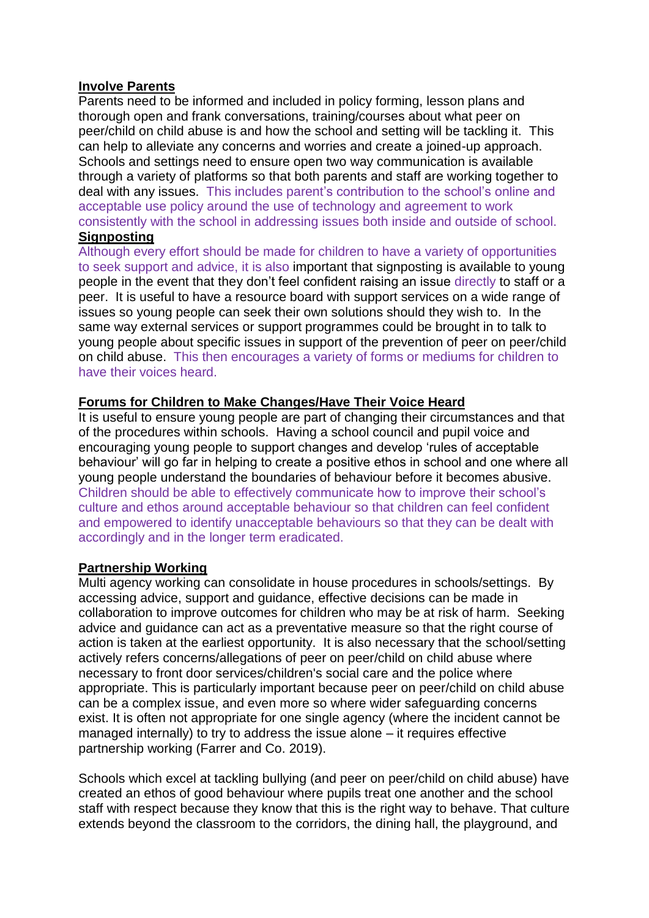**Involve Parents**

Parents need to be informed and included in policy forming, lesson plans and thorough open and frank conversations, training/courses about what peer on peer/child on child abuse is and how the school and setting will be tackling it. This can help to alleviate any concerns and worries and create a joined-up approach. Schools and settings need to ensure open two way communication is available through a variety of platforms so that both parents and staff are working together to deal with any issues. This includes parent's contribution to the school's online and acceptable use policy around the use of technology and agreement to work consistently with the school in addressing issues both inside and outside of school.

**Signposting**

Although every effort should be made for children to have a variety of opportunities to seek support and advice, it is also important that signposting is available to young people in the event that they don't feel confident raising an issue directly to staff or a peer. It is useful to have a resource board with support services on a wide range of issues so young people can seek their own solutions should they wish to. In the same way external services or support programmes could be brought in to talk to young people about specific issues in support of the prevention of peer on peer/child on child abuse. This then encourages a variety of forms or mediums for children to have their voices heard.

**Forums for Children to Make Changes/Have Their Voice Heard**

It is useful to ensure young people are part of changing their circumstances and that of the procedures within schools. Having a school council and pupil voice and encouraging young people to support changes and develop 'rules of acceptable behaviour' will go far in helping to create a positive ethos in school and one where all young people understand the boundaries of behaviour before it becomes abusive. Children should be able to effectively communicate how to improve their school's culture and ethos around acceptable behaviour so that children can feel confident and empowered to identify unacceptable behaviours so that they can be dealt with accordingly and in the longer term eradicated.

**Partnership Working**

Multi agency working can consolidate in house procedures in schools/settings. By accessing advice, support and guidance, effective decisions can be made in collaboration to improve outcomes for children who may be at risk of harm. Seeking advice and guidance can act as a preventative measure so that the right course of action is taken at the earliest opportunity. It is also necessary that the school/setting actively refers concerns/allegations of peer on peer/child on child abuse where necessary to front door services/children's social care and the police where appropriate. This is particularly important because peer on peer/child on child abuse can be a complex issue, and even more so where wider safeguarding concerns exist. It is often not appropriate for one single agency (where the incident cannot be managed internally) to try to address the issue alone – it requires effective partnership working (Farrer and Co. 2019).

Schools which excel at tackling bullying (and peer on peer/child on child abuse) have created an ethos of good behaviour where pupils treat one another and the school staff with respect because they know that this is the right way to behave. That culture extends beyond the classroom to the corridors, the dining hall, the playground, and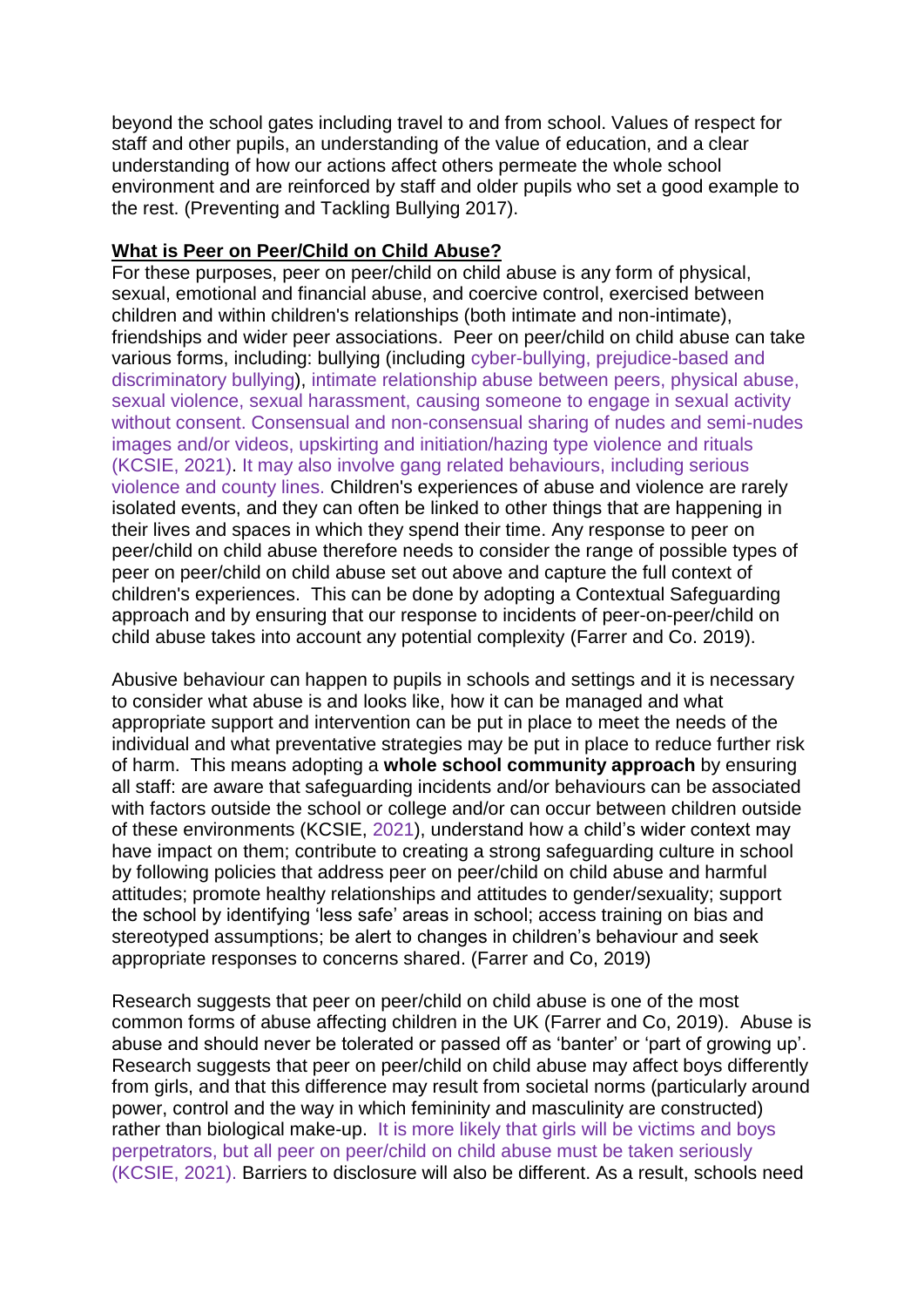beyond the school gates including travel to and from school. Values of respect for staff and other pupils, an understanding of the value of education, and a clear understanding of how our actions affect others permeate the whole school environment and are reinforced by staff and older pupils who set a good example to the rest. (Preventing and Tackling Bullying 2017).

**What is Peer on Peer/Child on Child Abuse?**

For these purposes, peer on peer/child on child abuse is any form of physical, sexual, emotional and financial abuse, and coercive control, exercised between children and within children's relationships (both intimate and non-intimate), friendships and wider peer associations. Peer on peer/child on child abuse can take various forms, including: bullying (including cyber-bullying, prejudice-based and discriminatory bullying), intimate relationship abuse between peers, physical abuse, sexual violence, sexual harassment, causing someone to engage in sexual activity without consent. Consensual and non-consensual sharing of nudes and semi-nudes images and/or videos, upskirting and initiation/hazing type violence and rituals (KCSIE, 2021). It may also involve gang related behaviours, including serious violence and county lines. Children's experiences of abuse and violence are rarely isolated events, and they can often be linked to other things that are happening in their lives and spaces in which they spend their time. Any response to peer on peer/child on child abuse therefore needs to consider the range of possible types of peer on peer/child on child abuse set out above and capture the full context of children's experiences. This can be done by adopting a Contextual Safeguarding approach and by ensuring that our response to incidents of peer-on-peer/child on child abuse takes into account any potential complexity (Farrer and Co. 2019).

Abusive behaviour can happen to pupils in schools and settings and it is necessary to consider what abuse is and looks like, how it can be managed and what appropriate support and intervention can be put in place to meet the needs of the individual and what preventative strategies may be put in place to reduce further risk of harm. This means adopting a **whole school community approach** by ensuring all staff: are aware that safeguarding incidents and/or behaviours can be associated with factors outside the school or college and/or can occur between children outside of these environments (KCSIE, 2021), understand how a child's wider context may have impact on them; contribute to creating a strong safeguarding culture in school by following policies that address peer on peer/child on child abuse and harmful attitudes; promote healthy relationships and attitudes to gender/sexuality; support the school by identifying 'less safe' areas in school; access training on bias and stereotyped assumptions; be alert to changes in children's behaviour and seek appropriate responses to concerns shared. (Farrer and Co, 2019)

Research suggests that peer on peer/child on child abuse is one of the most common forms of abuse affecting children in the UK (Farrer and Co, 2019). Abuse is abuse and should never be tolerated or passed off as 'banter' or 'part of growing up'. Research suggests that peer on peer/child on child abuse may affect boys differently from girls, and that this difference may result from societal norms (particularly around power, control and the way in which femininity and masculinity are constructed) rather than biological make-up. It is more likely that girls will be victims and boys perpetrators, but all peer on peer/child on child abuse must be taken seriously (KCSIE, 2021). Barriers to disclosure will also be different. As a result, schools need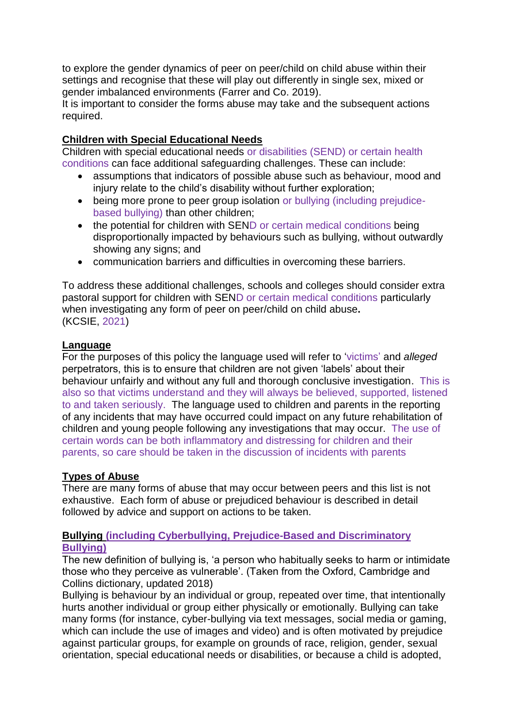to explore the gender dynamics of peer on peer/child on child abuse within their settings and recognise that these will play out differently in single sex, mixed or gender imbalanced environments (Farrer and Co. 2019).
It is important to consider the forms abuse may take and the subsequent actions required.

**Children with Special Educational Needs**

Children with special educational needs or disabilities (SEND) or certain health conditions can face additional safeguarding challenges. These can include:

- assumptions that indicators of possible abuse such as behaviour, mood and injury relate to the child's disability without further exploration;
- being more prone to peer group isolation or bullying (including prejudice-based bullying) than other children;
- the potential for children with SEND or certain medical conditions being disproportionally impacted by behaviours such as bullying, without outwardly showing any signs; and
- communication barriers and difficulties in overcoming these barriers.

To address these additional challenges, schools and colleges should consider extra pastoral support for children with SEND or certain medical conditions particularly when investigating any form of peer on peer/child on child abuse.
(KCSIE, 2021)

**Language**

For the purposes of this policy the language used will refer to 'victims' and *alleged* perpetrators, this is to ensure that children are not given 'labels' about their behaviour unfairly and without any full and thorough conclusive investigation. This is also so that victims understand and they will always be believed, supported, listened to and taken seriously. The language used to children and parents in the reporting of any incidents that may have occurred could impact on any future rehabilitation of children and young people following any investigations that may occur. The use of certain words can be both inflammatory and distressing for children and their parents, so care should be taken in the discussion of incidents with parents

**Types of Abuse**

There are many forms of abuse that may occur between peers and this list is not exhaustive. Each form of abuse or prejudiced behaviour is described in detail followed by advice and support on actions to be taken.

**Bullying (including Cyberbullying, Prejudice-Based and Discriminatory Bullying)**

The new definition of bullying is, 'a person who habitually seeks to harm or intimidate those who they perceive as vulnerable'. (Taken from the Oxford, Cambridge and Collins dictionary, updated 2018)
Bullying is behaviour by an individual or group, repeated over time, that intentionally hurts another individual or group either physically or emotionally. Bullying can take many forms (for instance, cyber-bullying via text messages, social media or gaming, which can include the use of images and video) and is often motivated by prejudice against particular groups, for example on grounds of race, religion, gender, sexual orientation, special educational needs or disabilities, or because a child is adopted,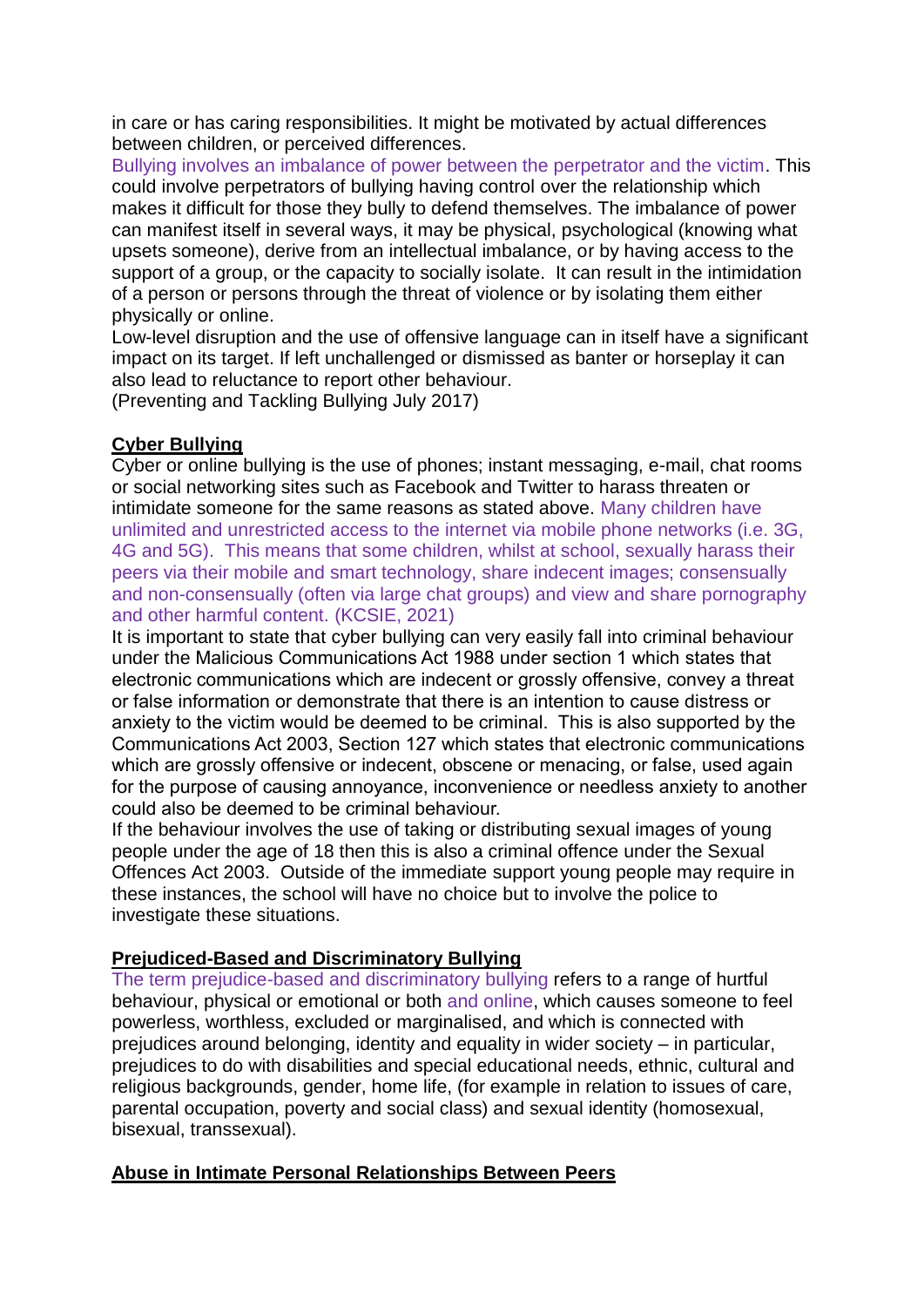in care or has caring responsibilities. It might be motivated by actual differences between children, or perceived differences.

Bullying involves an imbalance of power between the perpetrator and the victim. This could involve perpetrators of bullying having control over the relationship which makes it difficult for those they bully to defend themselves. The imbalance of power can manifest itself in several ways, it may be physical, psychological (knowing what upsets someone), derive from an intellectual imbalance, or by having access to the support of a group, or the capacity to socially isolate. It can result in the intimidation of a person or persons through the threat of violence or by isolating them either physically or online.

Low-level disruption and the use of offensive language can in itself have a significant impact on its target. If left unchallenged or dismissed as banter or horseplay it can also lead to reluctance to report other behaviour.

(Preventing and Tackling Bullying July 2017)

## Cyber Bullying

Cyber or online bullying is the use of phones; instant messaging, e-mail, chat rooms or social networking sites such as Facebook and Twitter to harass threaten or intimidate someone for the same reasons as stated above. Many children have unlimited and unrestricted access to the internet via mobile phone networks (i.e. 3G, 4G and 5G). This means that some children, whilst at school, sexually harass their peers via their mobile and smart technology, share indecent images; consensually and non-consensually (often via large chat groups) and view and share pornography and other harmful content. (KCSIE, 2021)

It is important to state that cyber bullying can very easily fall into criminal behaviour under the Malicious Communications Act 1988 under section 1 which states that electronic communications which are indecent or grossly offensive, convey a threat or false information or demonstrate that there is an intention to cause distress or anxiety to the victim would be deemed to be criminal. This is also supported by the Communications Act 2003, Section 127 which states that electronic communications which are grossly offensive or indecent, obscene or menacing, or false, used again for the purpose of causing annoyance, inconvenience or needless anxiety to another could also be deemed to be criminal behaviour.

If the behaviour involves the use of taking or distributing sexual images of young people under the age of 18 then this is also a criminal offence under the Sexual Offences Act 2003. Outside of the immediate support young people may require in these instances, the school will have no choice but to involve the police to investigate these situations.

## Prejudiced-Based and Discriminatory Bullying

The term prejudice-based and discriminatory bullying refers to a range of hurtful behaviour, physical or emotional or both and online, which causes someone to feel powerless, worthless, excluded or marginalised, and which is connected with prejudices around belonging, identity and equality in wider society – in particular, prejudices to do with disabilities and special educational needs, ethnic, cultural and religious backgrounds, gender, home life, (for example in relation to issues of care, parental occupation, poverty and social class) and sexual identity (homosexual, bisexual, transsexual).

## Abuse in Intimate Personal Relationships Between Peers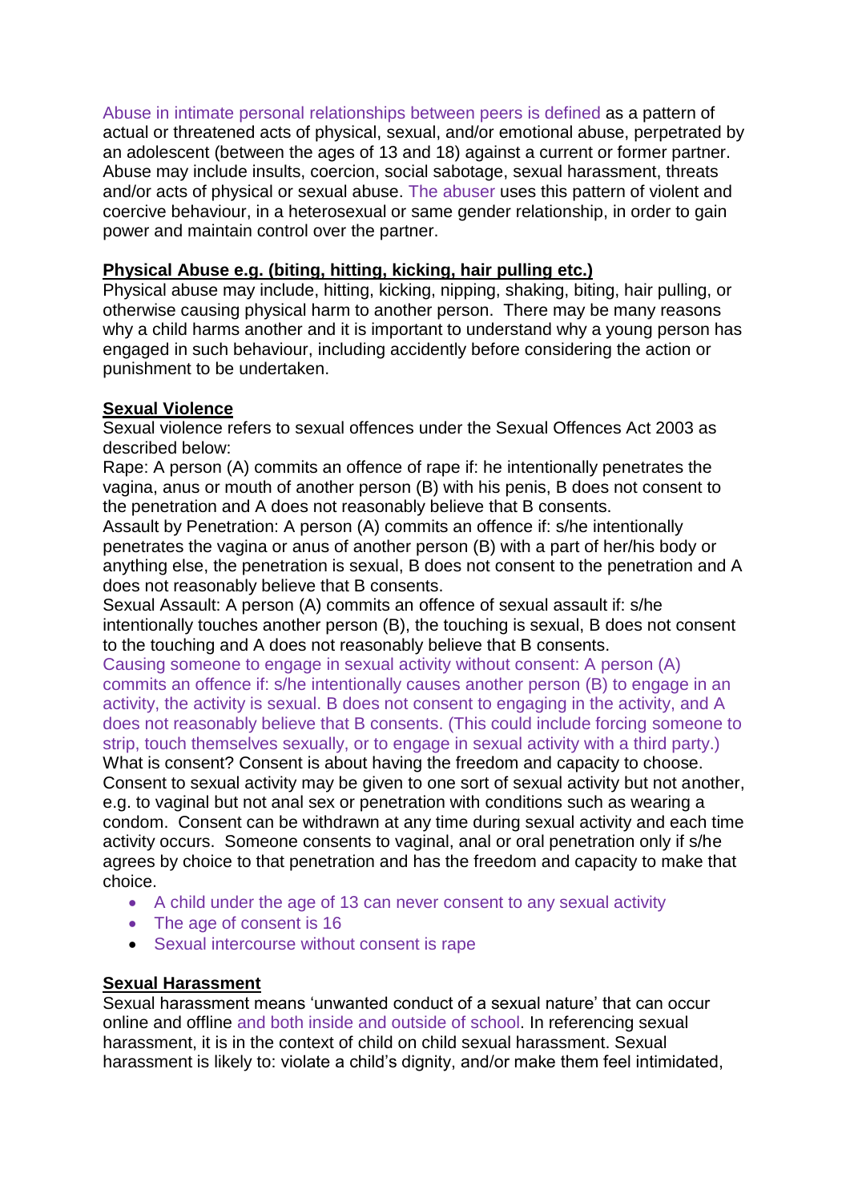Abuse in intimate personal relationships between peers is defined as a pattern of actual or threatened acts of physical, sexual, and/or emotional abuse, perpetrated by an adolescent (between the ages of 13 and 18) against a current or former partner. Abuse may include insults, coercion, social sabotage, sexual harassment, threats and/or acts of physical or sexual abuse. The abuser uses this pattern of violent and coercive behaviour, in a heterosexual or same gender relationship, in order to gain power and maintain control over the partner.

**Physical Abuse e.g. (biting, hitting, kicking, hair pulling etc.)**

Physical abuse may include, hitting, kicking, nipping, shaking, biting, hair pulling, or otherwise causing physical harm to another person. There may be many reasons why a child harms another and it is important to understand why a young person has engaged in such behaviour, including accidently before considering the action or punishment to be undertaken.

**Sexual Violence**

Sexual violence refers to sexual offences under the Sexual Offences Act 2003 as described below:

Rape: A person (A) commits an offence of rape if: he intentionally penetrates the vagina, anus or mouth of another person (B) with his penis, B does not consent to the penetration and A does not reasonably believe that B consents.

Assault by Penetration: A person (A) commits an offence if: s/he intentionally penetrates the vagina or anus of another person (B) with a part of her/his body or anything else, the penetration is sexual, B does not consent to the penetration and A does not reasonably believe that B consents.

Sexual Assault: A person (A) commits an offence of sexual assault if: s/he intentionally touches another person (B), the touching is sexual, B does not consent to the touching and A does not reasonably believe that B consents.

Causing someone to engage in sexual activity without consent: A person (A) commits an offence if: s/he intentionally causes another person (B) to engage in an activity, the activity is sexual. B does not consent to engaging in the activity, and A does not reasonably believe that B consents. (This could include forcing someone to strip, touch themselves sexually, or to engage in sexual activity with a third party.)

What is consent? Consent is about having the freedom and capacity to choose. Consent to sexual activity may be given to one sort of sexual activity but not another, e.g. to vaginal but not anal sex or penetration with conditions such as wearing a condom. Consent can be withdrawn at any time during sexual activity and each time activity occurs. Someone consents to vaginal, anal or oral penetration only if s/he agrees by choice to that penetration and has the freedom and capacity to make that choice.

- A child under the age of 13 can never consent to any sexual activity
- The age of consent is 16
- Sexual intercourse without consent is rape

**Sexual Harassment**

Sexual harassment means 'unwanted conduct of a sexual nature' that can occur online and offline and both inside and outside of school. In referencing sexual harassment, it is in the context of child on child sexual harassment. Sexual harassment is likely to: violate a child's dignity, and/or make them feel intimidated,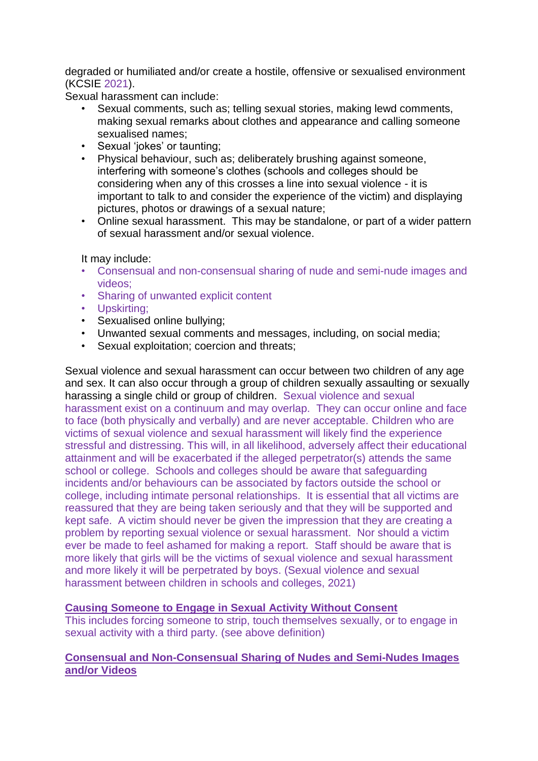degraded or humiliated and/or create a hostile, offensive or sexualised environment (KCSIE 2021).

Sexual harassment can include:

- Sexual comments, such as; telling sexual stories, making lewd comments, making sexual remarks about clothes and appearance and calling someone sexualised names;
- Sexual 'jokes' or taunting;
- Physical behaviour, such as; deliberately brushing against someone, interfering with someone's clothes (schools and colleges should be considering when any of this crosses a line into sexual violence - it is important to talk to and consider the experience of the victim) and displaying pictures, photos or drawings of a sexual nature;
- Online sexual harassment. This may be standalone, or part of a wider pattern of sexual harassment and/or sexual violence.

It may include:

- Consensual and non-consensual sharing of nude and semi-nude images and videos;
- Sharing of unwanted explicit content
- Upskirting;
- Sexualised online bullying;
- Unwanted sexual comments and messages, including, on social media;
- Sexual exploitation; coercion and threats;

Sexual violence and sexual harassment can occur between two children of any age and sex. It can also occur through a group of children sexually assaulting or sexually harassing a single child or group of children. Sexual violence and sexual harassment exist on a continuum and may overlap. They can occur online and face to face (both physically and verbally) and are never acceptable. Children who are victims of sexual violence and sexual harassment will likely find the experience stressful and distressing. This will, in all likelihood, adversely affect their educational attainment and will be exacerbated if the alleged perpetrator(s) attends the same school or college. Schools and colleges should be aware that safeguarding incidents and/or behaviours can be associated by factors outside the school or college, including intimate personal relationships. It is essential that all victims are reassured that they are being taken seriously and that they will be supported and kept safe. A victim should never be given the impression that they are creating a problem by reporting sexual violence or sexual harassment. Nor should a victim ever be made to feel ashamed for making a report. Staff should be aware that is more likely that girls will be the victims of sexual violence and sexual harassment and more likely it will be perpetrated by boys. (Sexual violence and sexual harassment between children in schools and colleges, 2021)

**Causing Someone to Engage in Sexual Activity Without Consent**

This includes forcing someone to strip, touch themselves sexually, or to engage in sexual activity with a third party. (see above definition)

**Consensual and Non-Consensual Sharing of Nudes and Semi-Nudes Images and/or Videos**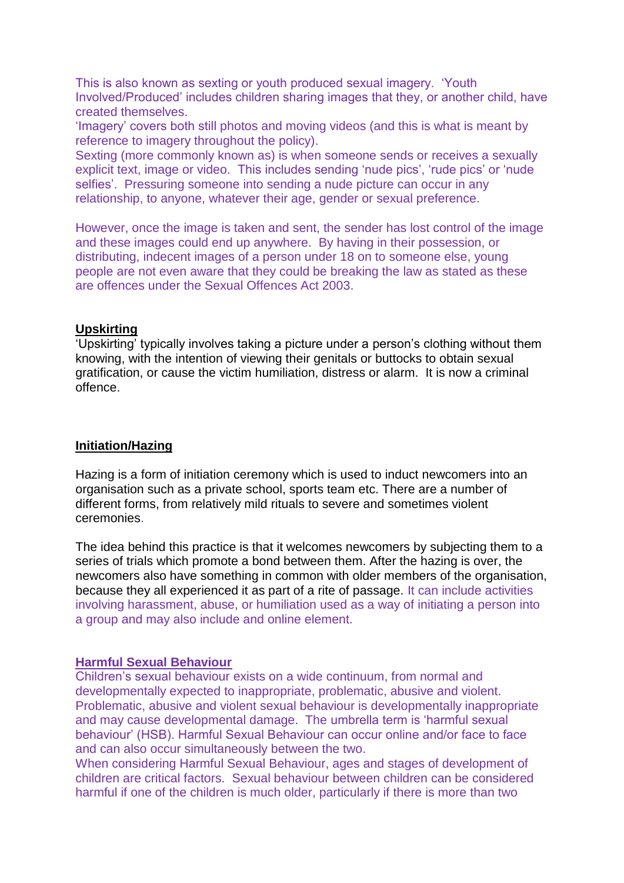This is also known as sexting or youth produced sexual imagery. 'Youth Involved/Produced' includes children sharing images that they, or another child, have created themselves.
'Imagery' covers both still photos and moving videos (and this is what is meant by reference to imagery throughout the policy).
Sexting (more commonly known as) is when someone sends or receives a sexually explicit text, image or video. This includes sending 'nude pics', 'rude pics' or 'nude selfies'. Pressuring someone into sending a nude picture can occur in any relationship, to anyone, whatever their age, gender or sexual preference.

However, once the image is taken and sent, the sender has lost control of the image and these images could end up anywhere. By having in their possession, or distributing, indecent images of a person under 18 on to someone else, young people are not even aware that they could be breaking the law as stated as these are offences under the Sexual Offences Act 2003.

**Upskirting**

'Upskirting' typically involves taking a picture under a person's clothing without them knowing, with the intention of viewing their genitals or buttocks to obtain sexual gratification, or cause the victim humiliation, distress or alarm. It is now a criminal offence.

**Initiation/Hazing**

Hazing is a form of initiation ceremony which is used to induct newcomers into an organisation such as a private school, sports team etc. There are a number of different forms, from relatively mild rituals to severe and sometimes violent ceremonies.

The idea behind this practice is that it welcomes newcomers by subjecting them to a series of trials which promote a bond between them. After the hazing is over, the newcomers also have something in common with older members of the organisation, because they all experienced it as part of a rite of passage. It can include activities involving harassment, abuse, or humiliation used as a way of initiating a person into a group and may also include and online element.

**Harmful Sexual Behaviour**

Children's sexual behaviour exists on a wide continuum, from normal and developmentally expected to inappropriate, problematic, abusive and violent. Problematic, abusive and violent sexual behaviour is developmentally inappropriate and may cause developmental damage. The umbrella term is 'harmful sexual behaviour' (HSB). Harmful Sexual Behaviour can occur online and/or face to face and can also occur simultaneously between the two.
When considering Harmful Sexual Behaviour, ages and stages of development of children are critical factors. Sexual behaviour between children can be considered harmful if one of the children is much older, particularly if there is more than two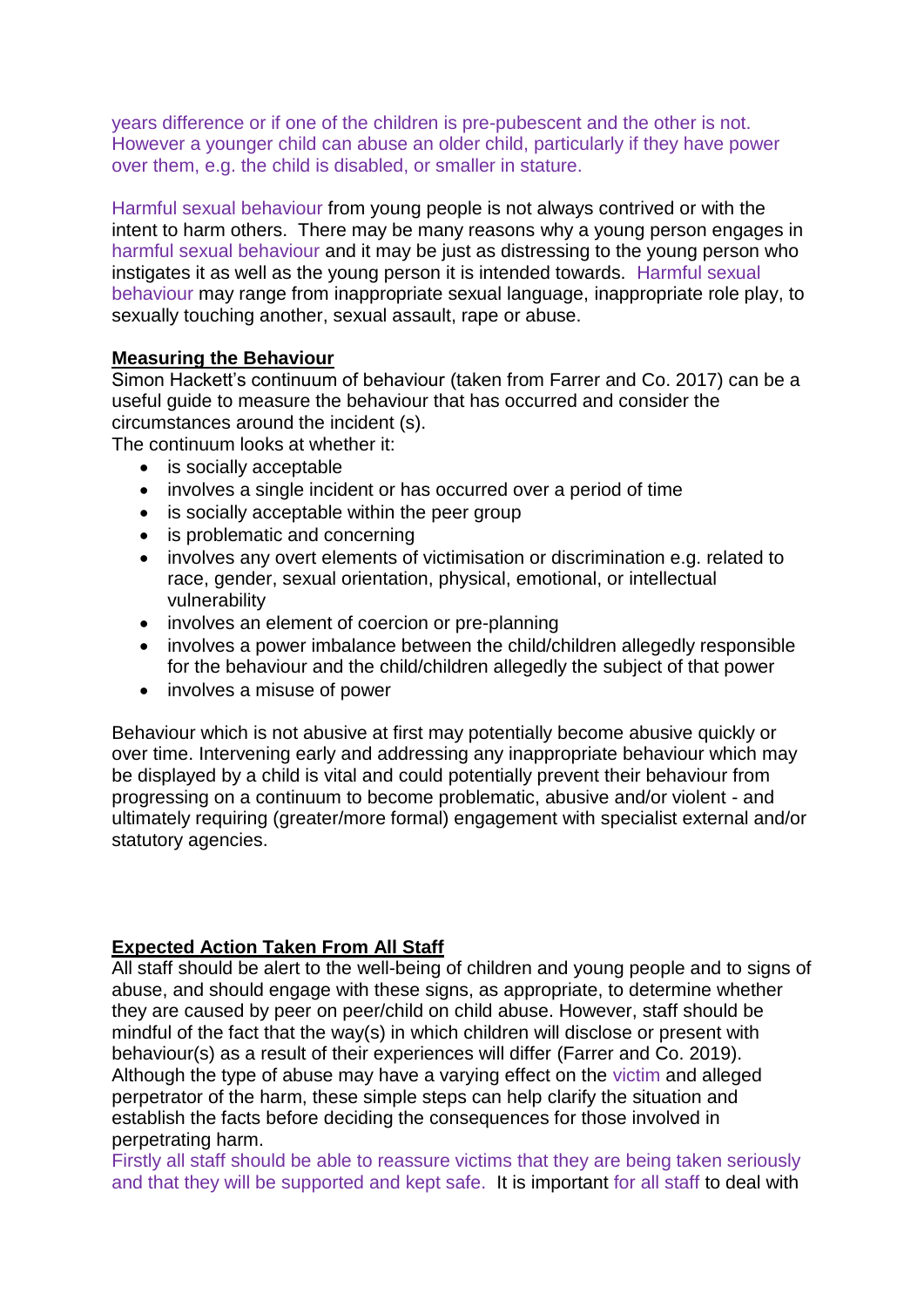years difference or if one of the children is pre-pubescent and the other is not. However a younger child can abuse an older child, particularly if they have power over them, e.g. the child is disabled, or smaller in stature.

Harmful sexual behaviour from young people is not always contrived or with the intent to harm others. There may be many reasons why a young person engages in harmful sexual behaviour and it may be just as distressing to the young person who instigates it as well as the young person it is intended towards. Harmful sexual behaviour may range from inappropriate sexual language, inappropriate role play, to sexually touching another, sexual assault, rape or abuse.

**Measuring the Behaviour**

Simon Hackett's continuum of behaviour (taken from Farrer and Co. 2017) can be a useful guide to measure the behaviour that has occurred and consider the circumstances around the incident (s).

The continuum looks at whether it:

- is socially acceptable
- involves a single incident or has occurred over a period of time
- is socially acceptable within the peer group
- is problematic and concerning
- involves any overt elements of victimisation or discrimination e.g. related to race, gender, sexual orientation, physical, emotional, or intellectual vulnerability
- involves an element of coercion or pre-planning
- involves a power imbalance between the child/children allegedly responsible for the behaviour and the child/children allegedly the subject of that power
- involves a misuse of power

Behaviour which is not abusive at first may potentially become abusive quickly or over time. Intervening early and addressing any inappropriate behaviour which may be displayed by a child is vital and could potentially prevent their behaviour from progressing on a continuum to become problematic, abusive and/or violent - and ultimately requiring (greater/more formal) engagement with specialist external and/or statutory agencies.

**Expected Action Taken From All Staff**

All staff should be alert to the well-being of children and young people and to signs of abuse, and should engage with these signs, as appropriate, to determine whether they are caused by peer on peer/child on child abuse. However, staff should be mindful of the fact that the way(s) in which children will disclose or present with behaviour(s) as a result of their experiences will differ (Farrer and Co. 2019). Although the type of abuse may have a varying effect on the victim and alleged perpetrator of the harm, these simple steps can help clarify the situation and establish the facts before deciding the consequences for those involved in perpetrating harm.

Firstly all staff should be able to reassure victims that they are being taken seriously and that they will be supported and kept safe. It is important for all staff to deal with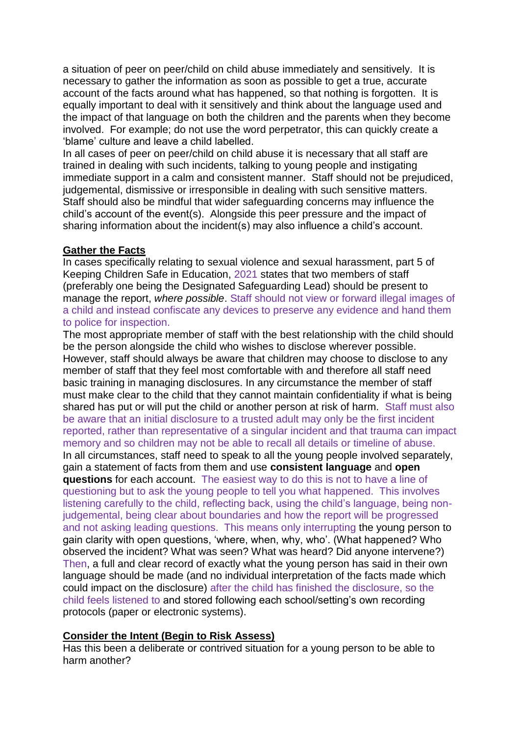a situation of peer on peer/child on child abuse immediately and sensitively. It is necessary to gather the information as soon as possible to get a true, accurate account of the facts around what has happened, so that nothing is forgotten. It is equally important to deal with it sensitively and think about the language used and the impact of that language on both the children and the parents when they become involved. For example; do not use the word perpetrator, this can quickly create a 'blame' culture and leave a child labelled.

In all cases of peer on peer/child on child abuse it is necessary that all staff are trained in dealing with such incidents, talking to young people and instigating immediate support in a calm and consistent manner. Staff should not be prejudiced, judgemental, dismissive or irresponsible in dealing with such sensitive matters. Staff should also be mindful that wider safeguarding concerns may influence the child's account of the event(s). Alongside this peer pressure and the impact of sharing information about the incident(s) may also influence a child's account.

**Gather the Facts**

In cases specifically relating to sexual violence and sexual harassment, part 5 of Keeping Children Safe in Education, 2021 states that two members of staff (preferably one being the Designated Safeguarding Lead) should be present to manage the report, *where possible*. Staff should not view or forward illegal images of a child and instead confiscate any devices to preserve any evidence and hand them to police for inspection.

The most appropriate member of staff with the best relationship with the child should be the person alongside the child who wishes to disclose wherever possible. However, staff should always be aware that children may choose to disclose to any member of staff that they feel most comfortable with and therefore all staff need basic training in managing disclosures. In any circumstance the member of staff must make clear to the child that they cannot maintain confidentiality if what is being shared has put or will put the child or another person at risk of harm. Staff must also be aware that an initial disclosure to a trusted adult may only be the first incident reported, rather than representative of a singular incident and that trauma can impact memory and so children may not be able to recall all details or timeline of abuse.

In all circumstances, staff need to speak to all the young people involved separately, gain a statement of facts from them and use **consistent language** and **open questions** for each account. The easiest way to do this is not to have a line of questioning but to ask the young people to tell you what happened. This involves listening carefully to the child, reflecting back, using the child's language, being non-judgemental, being clear about boundaries and how the report will be progressed and not asking leading questions. This means only interrupting the young person to gain clarity with open questions, 'where, when, why, who'. (What happened? Who observed the incident? What was seen? What was heard? Did anyone intervene?) Then, a full and clear record of exactly what the young person has said in their own language should be made (and no individual interpretation of the facts made which could impact on the disclosure) after the child has finished the disclosure, so the child feels listened to and stored following each school/setting's own recording protocols (paper or electronic systems).

**Consider the Intent (Begin to Risk Assess)**

Has this been a deliberate or contrived situation for a young person to be able to harm another?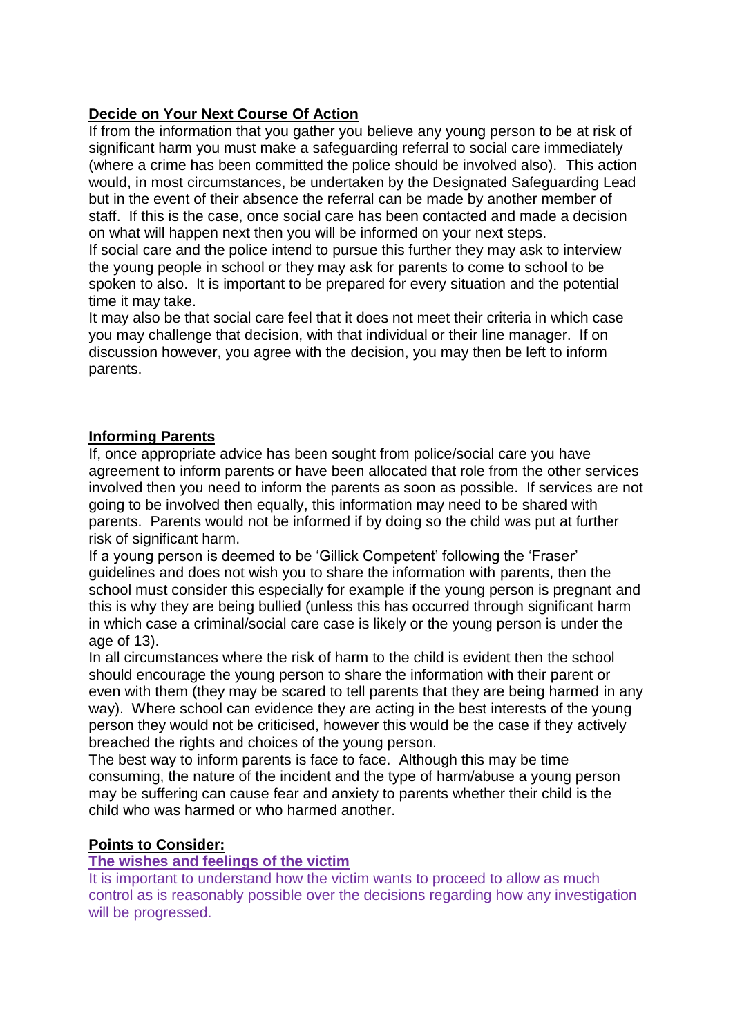**Decide on Your Next Course Of Action**

If from the information that you gather you believe any young person to be at risk of significant harm you must make a safeguarding referral to social care immediately (where a crime has been committed the police should be involved also). This action would, in most circumstances, be undertaken by the Designated Safeguarding Lead but in the event of their absence the referral can be made by another member of staff. If this is the case, once social care has been contacted and made a decision on what will happen next then you will be informed on your next steps.

If social care and the police intend to pursue this further they may ask to interview the young people in school or they may ask for parents to come to school to be spoken to also. It is important to be prepared for every situation and the potential time it may take.

It may also be that social care feel that it does not meet their criteria in which case you may challenge that decision, with that individual or their line manager. If on discussion however, you agree with the decision, you may then be left to inform parents.

**Informing Parents**

If, once appropriate advice has been sought from police/social care you have agreement to inform parents or have been allocated that role from the other services involved then you need to inform the parents as soon as possible. If services are not going to be involved then equally, this information may need to be shared with parents. Parents would not be informed if by doing so the child was put at further risk of significant harm.

If a young person is deemed to be 'Gillick Competent' following the 'Fraser' guidelines and does not wish you to share the information with parents, then the school must consider this especially for example if the young person is pregnant and this is why they are being bullied (unless this has occurred through significant harm in which case a criminal/social care case is likely or the young person is under the age of 13).

In all circumstances where the risk of harm to the child is evident then the school should encourage the young person to share the information with their parent or even with them (they may be scared to tell parents that they are being harmed in any way). Where school can evidence they are acting in the best interests of the young person they would not be criticised, however this would be the case if they actively breached the rights and choices of the young person.

The best way to inform parents is face to face. Although this may be time consuming, the nature of the incident and the type of harm/abuse a young person may be suffering can cause fear and anxiety to parents whether their child is the child who was harmed or who harmed another.

**Points to Consider:**

**The wishes and feelings of the victim**

It is important to understand how the victim wants to proceed to allow as much control as is reasonably possible over the decisions regarding how any investigation will be progressed.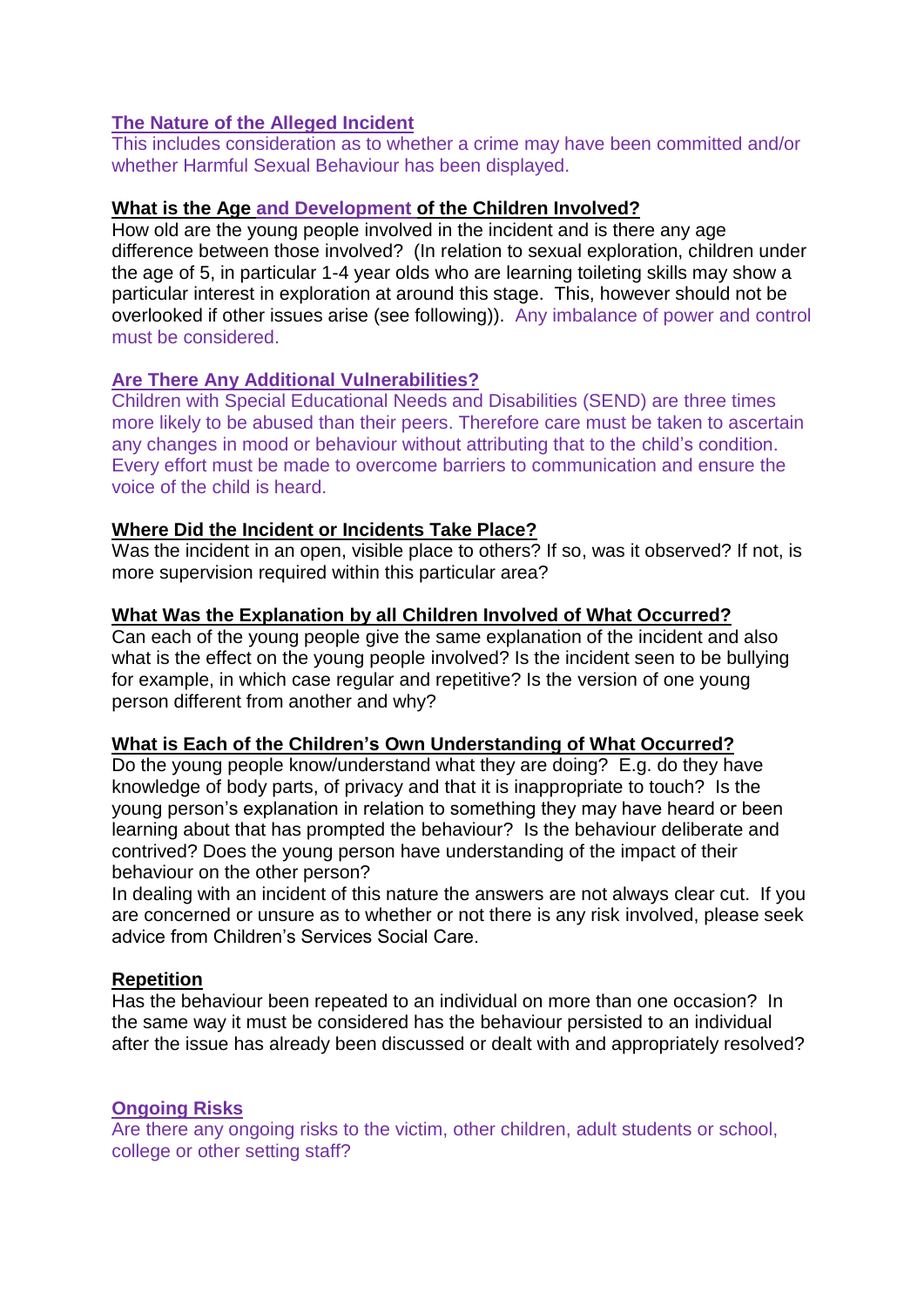**The Nature of the Alleged Incident**

This includes consideration as to whether a crime may have been committed and/or whether Harmful Sexual Behaviour has been displayed.

**What is the Age and Development of the Children Involved?**

How old are the young people involved in the incident and is there any age difference between those involved? (In relation to sexual exploration, children under the age of 5, in particular 1-4 year olds who are learning toileting skills may show a particular interest in exploration at around this stage. This, however should not be overlooked if other issues arise (see following)). Any imbalance of power and control must be considered.

**Are There Any Additional Vulnerabilities?**

Children with Special Educational Needs and Disabilities (SEND) are three times more likely to be abused than their peers. Therefore care must be taken to ascertain any changes in mood or behaviour without attributing that to the child's condition. Every effort must be made to overcome barriers to communication and ensure the voice of the child is heard.

**Where Did the Incident or Incidents Take Place?**

Was the incident in an open, visible place to others? If so, was it observed? If not, is more supervision required within this particular area?

**What Was the Explanation by all Children Involved of What Occurred?**

Can each of the young people give the same explanation of the incident and also what is the effect on the young people involved? Is the incident seen to be bullying for example, in which case regular and repetitive? Is the version of one young person different from another and why?

**What is Each of the Children's Own Understanding of What Occurred?**

Do the young people know/understand what they are doing? E.g. do they have knowledge of body parts, of privacy and that it is inappropriate to touch? Is the young person's explanation in relation to something they may have heard or been learning about that has prompted the behaviour? Is the behaviour deliberate and contrived? Does the young person have understanding of the impact of their behaviour on the other person?

In dealing with an incident of this nature the answers are not always clear cut. If you are concerned or unsure as to whether or not there is any risk involved, please seek advice from Children's Services Social Care.

**Repetition**

Has the behaviour been repeated to an individual on more than one occasion? In the same way it must be considered has the behaviour persisted to an individual after the issue has already been discussed or dealt with and appropriately resolved?

**Ongoing Risks**

Are there any ongoing risks to the victim, other children, adult students or school, college or other setting staff?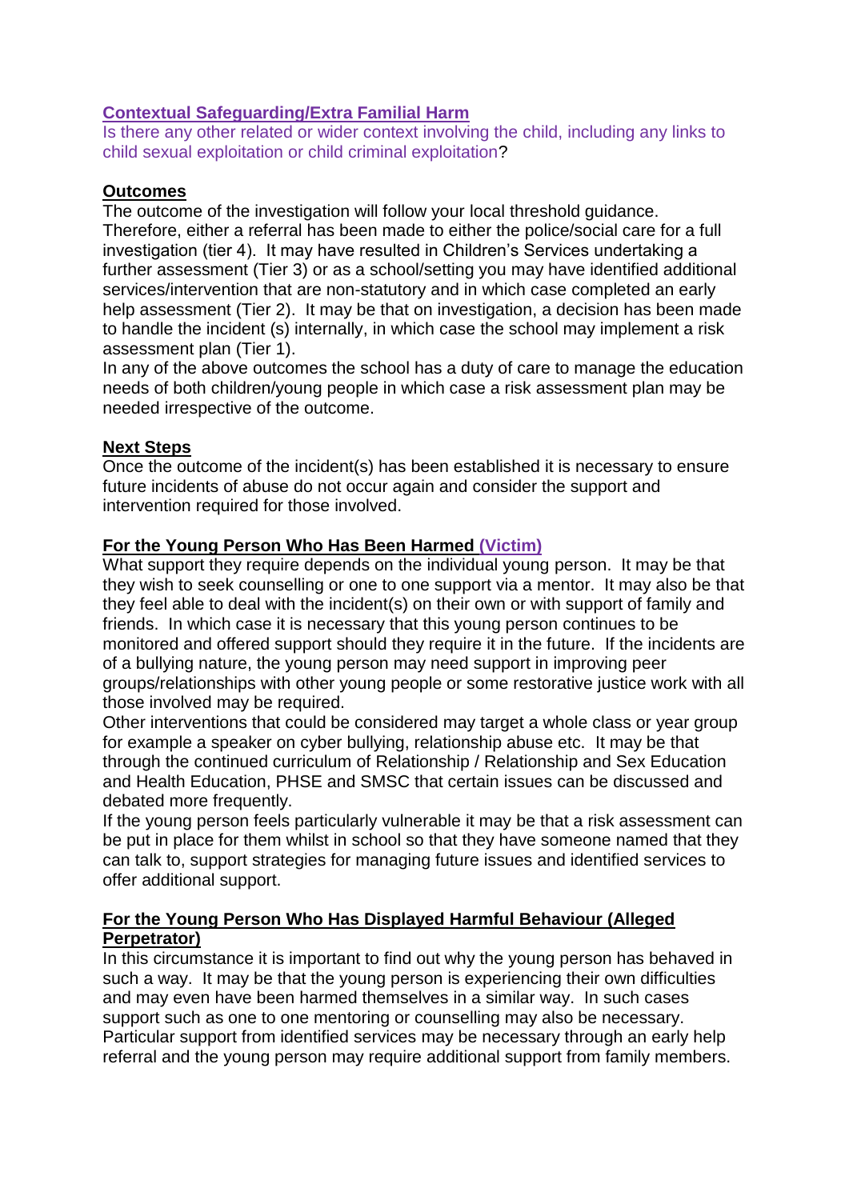**Contextual Safeguarding/Extra Familial Harm**

Is there any other related or wider context involving the child, including any links to child sexual exploitation or child criminal exploitation?

**Outcomes**

The outcome of the investigation will follow your local threshold guidance. Therefore, either a referral has been made to either the police/social care for a full investigation (tier 4). It may have resulted in Children's Services undertaking a further assessment (Tier 3) or as a school/setting you may have identified additional services/intervention that are non-statutory and in which case completed an early help assessment (Tier 2). It may be that on investigation, a decision has been made to handle the incident (s) internally, in which case the school may implement a risk assessment plan (Tier 1).

In any of the above outcomes the school has a duty of care to manage the education needs of both children/young people in which case a risk assessment plan may be needed irrespective of the outcome.

**Next Steps**

Once the outcome of the incident(s) has been established it is necessary to ensure future incidents of abuse do not occur again and consider the support and intervention required for those involved.

**For the Young Person Who Has Been Harmed (Victim)**

What support they require depends on the individual young person. It may be that they wish to seek counselling or one to one support via a mentor. It may also be that they feel able to deal with the incident(s) on their own or with support of family and friends. In which case it is necessary that this young person continues to be monitored and offered support should they require it in the future. If the incidents are of a bullying nature, the young person may need support in improving peer groups/relationships with other young people or some restorative justice work with all those involved may be required.

Other interventions that could be considered may target a whole class or year group for example a speaker on cyber bullying, relationship abuse etc. It may be that through the continued curriculum of Relationship / Relationship and Sex Education and Health Education, PHSE and SMSC that certain issues can be discussed and debated more frequently.

If the young person feels particularly vulnerable it may be that a risk assessment can be put in place for them whilst in school so that they have someone named that they can talk to, support strategies for managing future issues and identified services to offer additional support.

**For the Young Person Who Has Displayed Harmful Behaviour (Alleged Perpetrator)**

In this circumstance it is important to find out why the young person has behaved in such a way. It may be that the young person is experiencing their own difficulties and may even have been harmed themselves in a similar way. In such cases support such as one to one mentoring or counselling may also be necessary. Particular support from identified services may be necessary through an early help referral and the young person may require additional support from family members.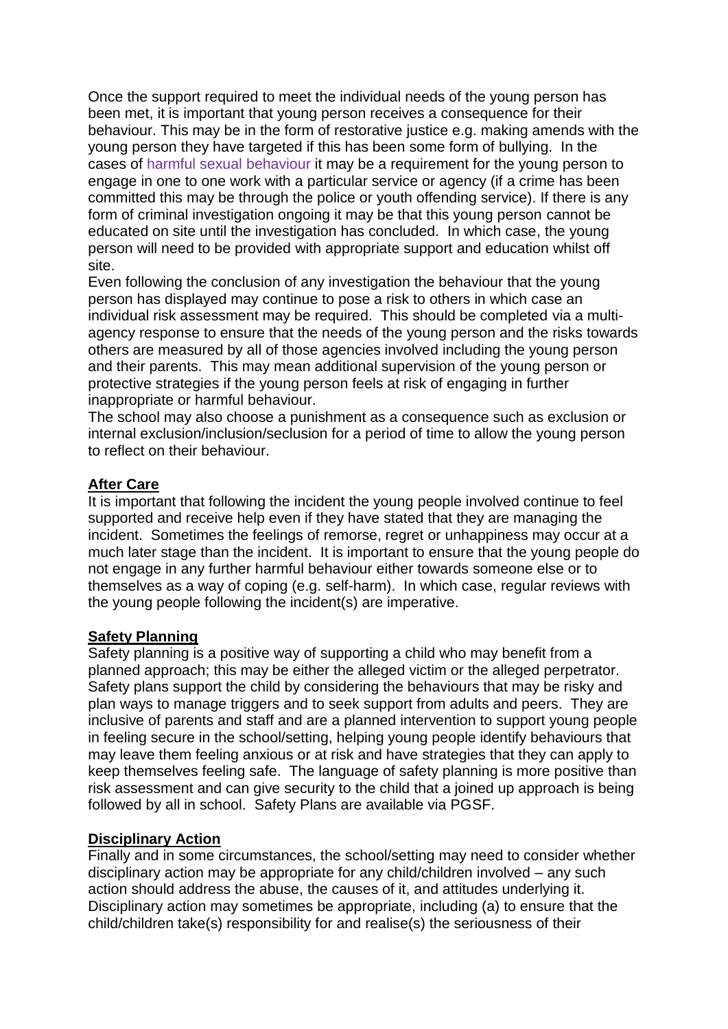Once the support required to meet the individual needs of the young person has been met, it is important that young person receives a consequence for their behaviour. This may be in the form of restorative justice e.g. making amends with the young person they have targeted if this has been some form of bullying. In the cases of harmful sexual behaviour it may be a requirement for the young person to engage in one to one work with a particular service or agency (if a crime has been committed this may be through the police or youth offending service). If there is any form of criminal investigation ongoing it may be that this young person cannot be educated on site until the investigation has concluded. In which case, the young person will need to be provided with appropriate support and education whilst off site.

Even following the conclusion of any investigation the behaviour that the young person has displayed may continue to pose a risk to others in which case an individual risk assessment may be required. This should be completed via a multi-agency response to ensure that the needs of the young person and the risks towards others are measured by all of those agencies involved including the young person and their parents. This may mean additional supervision of the young person or protective strategies if the young person feels at risk of engaging in further inappropriate or harmful behaviour.

The school may also choose a punishment as a consequence such as exclusion or internal exclusion/inclusion/seclusion for a period of time to allow the young person to reflect on their behaviour.

**After Care**

It is important that following the incident the young people involved continue to feel supported and receive help even if they have stated that they are managing the incident. Sometimes the feelings of remorse, regret or unhappiness may occur at a much later stage than the incident. It is important to ensure that the young people do not engage in any further harmful behaviour either towards someone else or to themselves as a way of coping (e.g. self-harm). In which case, regular reviews with the young people following the incident(s) are imperative.

**Safety Planning**

Safety planning is a positive way of supporting a child who may benefit from a planned approach; this may be either the alleged victim or the alleged perpetrator. Safety plans support the child by considering the behaviours that may be risky and plan ways to manage triggers and to seek support from adults and peers. They are inclusive of parents and staff and are a planned intervention to support young people in feeling secure in the school/setting, helping young people identify behaviours that may leave them feeling anxious or at risk and have strategies that they can apply to keep themselves feeling safe. The language of safety planning is more positive than risk assessment and can give security to the child that a joined up approach is being followed by all in school. Safety Plans are available via PGSF.

**Disciplinary Action**

Finally and in some circumstances, the school/setting may need to consider whether disciplinary action may be appropriate for any child/children involved – any such action should address the abuse, the causes of it, and attitudes underlying it. Disciplinary action may sometimes be appropriate, including (a) to ensure that the child/children take(s) responsibility for and realise(s) the seriousness of their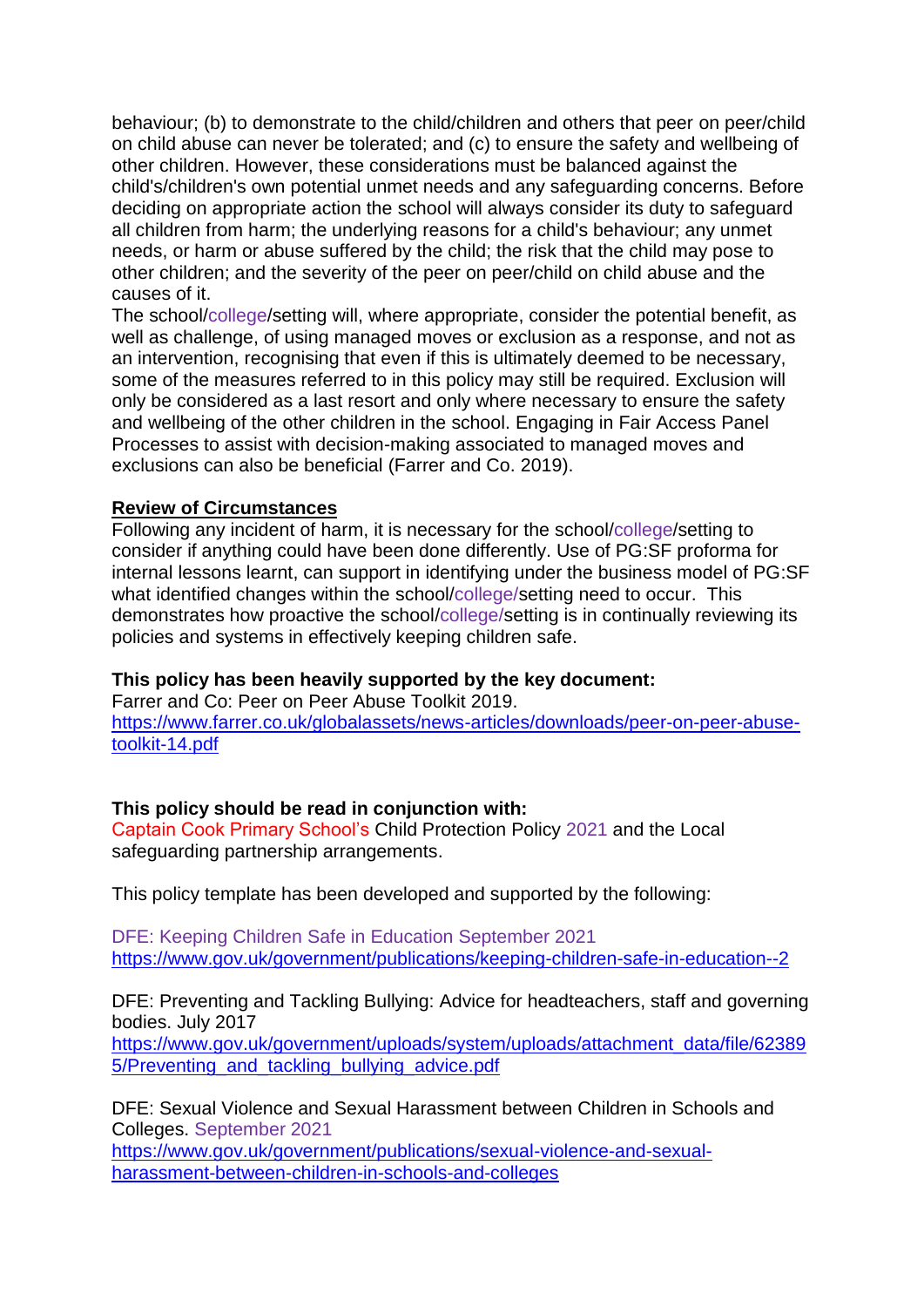behaviour; (b) to demonstrate to the child/children and others that peer on peer/child on child abuse can never be tolerated; and (c) to ensure the safety and wellbeing of other children. However, these considerations must be balanced against the child's/children's own potential unmet needs and any safeguarding concerns. Before deciding on appropriate action the school will always consider its duty to safeguard all children from harm; the underlying reasons for a child's behaviour; any unmet needs, or harm or abuse suffered by the child; the risk that the child may pose to other children; and the severity of the peer on peer/child on child abuse and the causes of it.

The school/college/setting will, where appropriate, consider the potential benefit, as well as challenge, of using managed moves or exclusion as a response, and not as an intervention, recognising that even if this is ultimately deemed to be necessary, some of the measures referred to in this policy may still be required. Exclusion will only be considered as a last resort and only where necessary to ensure the safety and wellbeing of the other children in the school. Engaging in Fair Access Panel Processes to assist with decision-making associated to managed moves and exclusions can also be beneficial (Farrer and Co. 2019).

**Review of Circumstances**

Following any incident of harm, it is necessary for the school/college/setting to consider if anything could have been done differently. Use of PG:SF proforma for internal lessons learnt, can support in identifying under the business model of PG:SF what identified changes within the school/college/setting need to occur. This demonstrates how proactive the school/college/setting is in continually reviewing its policies and systems in effectively keeping children safe.

**This policy has been heavily supported by the key document:**

Farrer and Co: Peer on Peer Abuse Toolkit 2019.
https://www.farrer.co.uk/globalassets/news-articles/downloads/peer-on-peer-abuse-toolkit-14.pdf

**This policy should be read in conjunction with:**

Captain Cook Primary School's Child Protection Policy 2021 and the Local safeguarding partnership arrangements.

This policy template has been developed and supported by the following:

DFE: Keeping Children Safe in Education September 2021
https://www.gov.uk/government/publications/keeping-children-safe-in-education--2

DFE: Preventing and Tackling Bullying: Advice for headteachers, staff and governing bodies. July 2017
https://www.gov.uk/government/uploads/system/uploads/attachment_data/file/623895/Preventing_and_tackling_bullying_advice.pdf

DFE: Sexual Violence and Sexual Harassment between Children in Schools and Colleges. September 2021
https://www.gov.uk/government/publications/sexual-violence-and-sexual-harassment-between-children-in-schools-and-colleges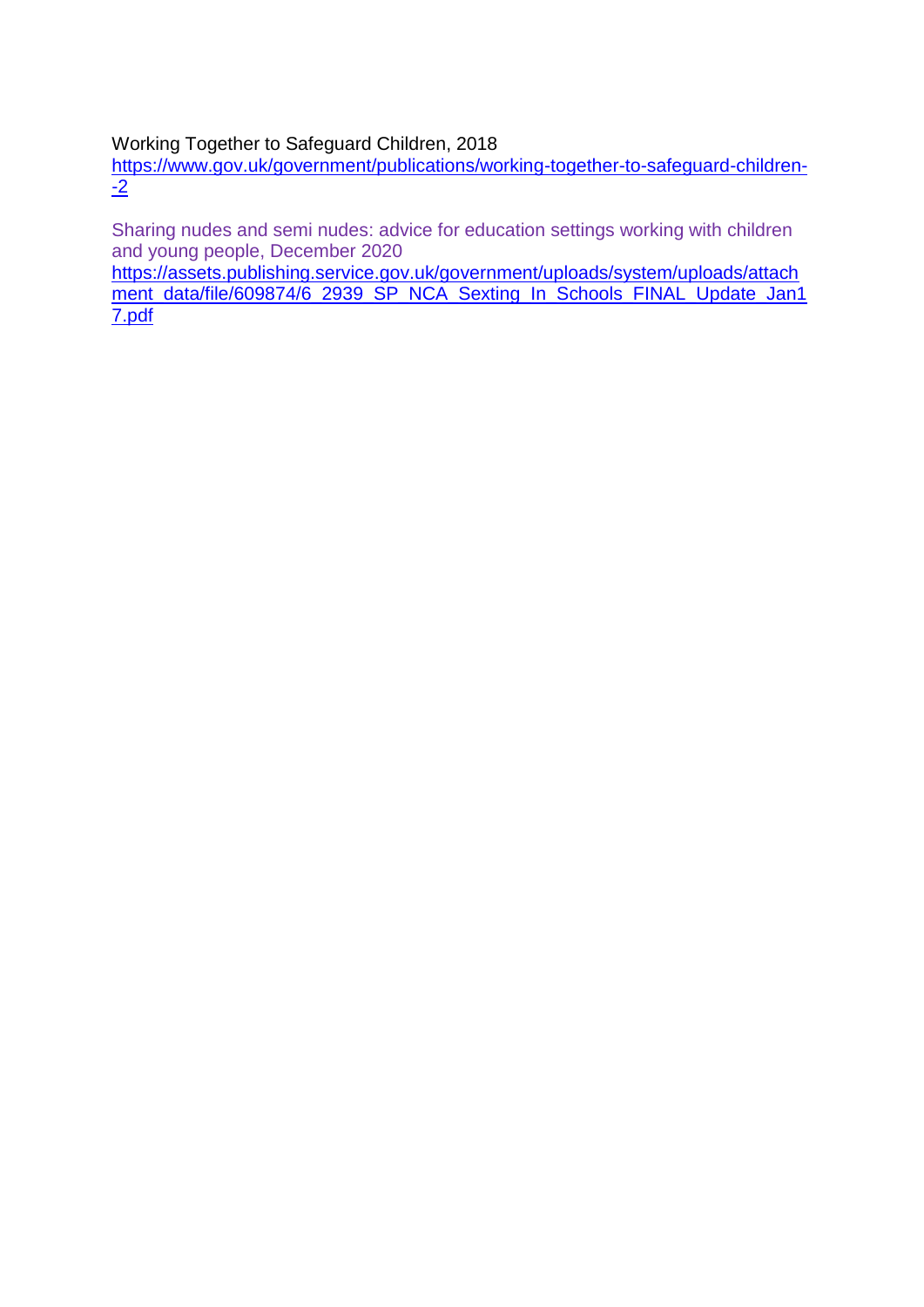Working Together to Safeguard Children, 2018
https://www.gov.uk/government/publications/working-together-to-safeguard-children--2

Sharing nudes and semi nudes: advice for education settings working with children and young people, December 2020
https://assets.publishing.service.gov.uk/government/uploads/system/uploads/attachment_data/file/609874/6_2939_SP_NCA_Sexting_In_Schools_FINAL_Update_Jan17.pdf